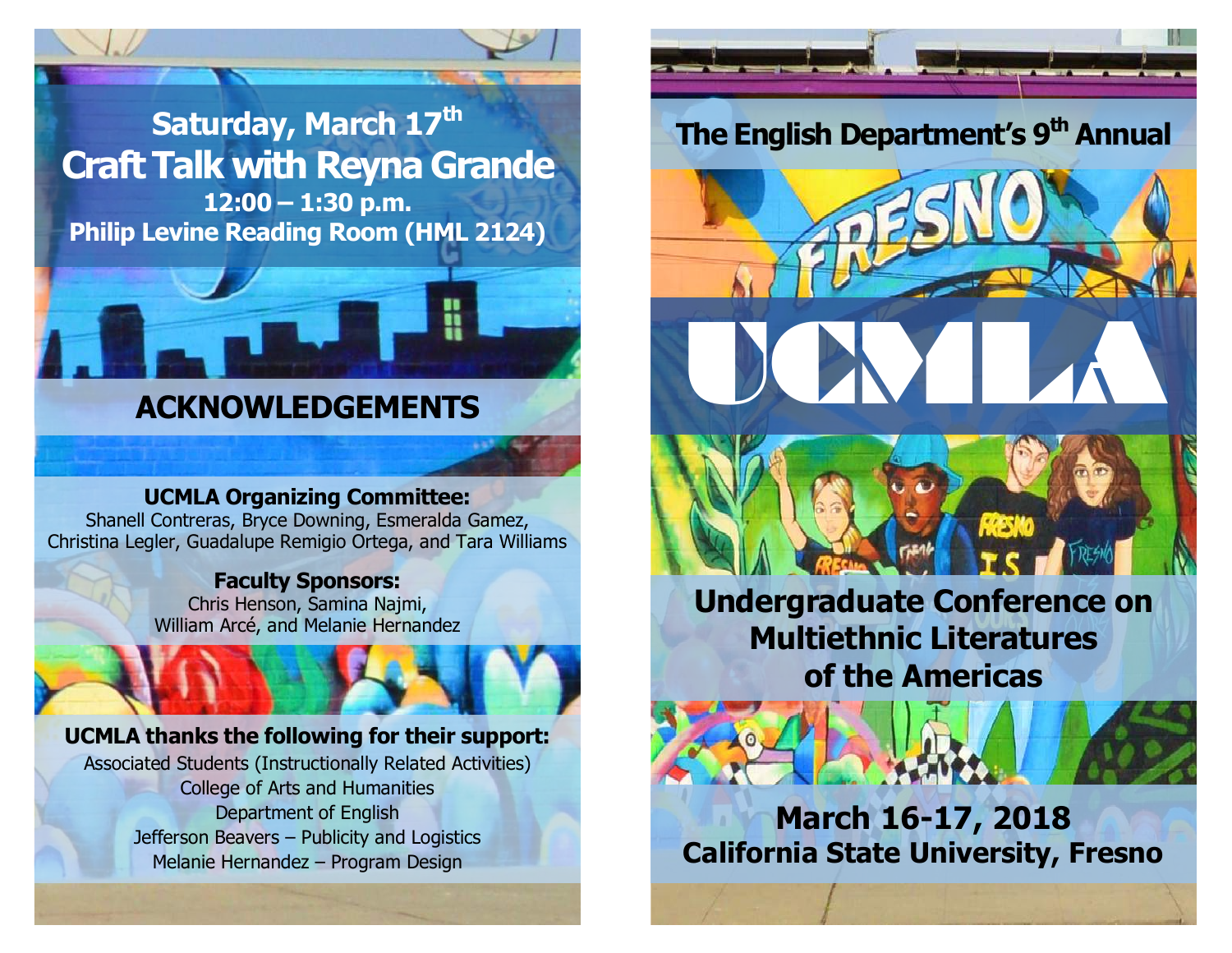## Saturday, March 17th

## Craft Talk with Reyna Grande

**12:00 – 1:30 p.m.**
**Philip Levine Reading Room (HML 2124)**

## ACKNOWLEDGEMENTS

**UCMLA Organizing Committee:**
Shanell Contreras, Bryce Downing, Esmeralda Gamez, Christina Legler, Guadalupe Remigio Ortega, and Tara Williams

**Faculty Sponsors:**
Chris Henson, Samina Najmi, William Arcé, and Melanie Hernandez

**UCMLA thanks the following for their support:**
Associated Students (Instructionally Related Activities)
College of Arts and Humanities
Department of English
Jefferson Beavers – Publicity and Logistics
Melanie Hernandez – Program Design

**The English Department's 9th Annual**

# UCMLA

## Undergraduate Conference on Multiethnic Literatures of the Americas

**March 16-17, 2018**
**California State University, Fresno**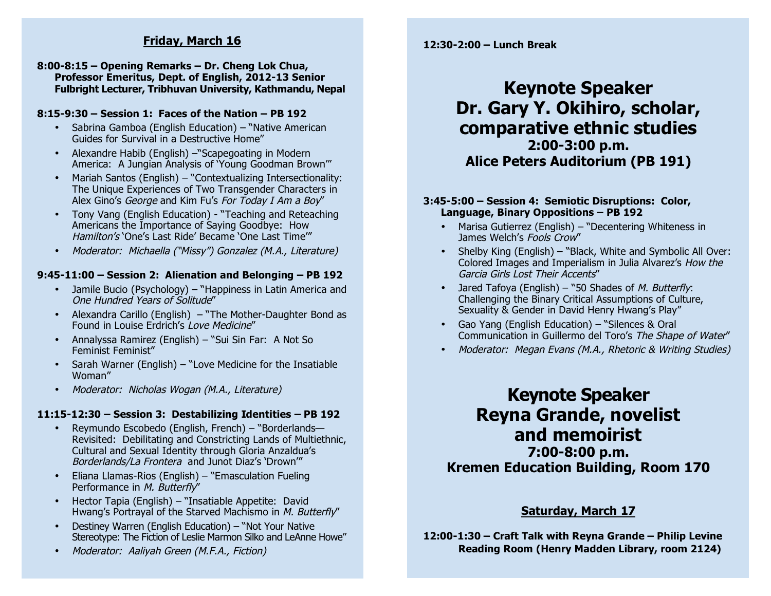## Friday, March 16

**8:00-8:15 – Opening Remarks – Dr. Cheng Lok Chua, Professor Emeritus, Dept. of English, 2012-13 Senior Fulbright Lecturer, Tribhuvan University, Kathmandu, Nepal**

**8:15-9:30 – Session 1: Faces of the Nation – PB 192**

- Sabrina Gamboa (English Education) – "Native American Guides for Survival in a Destructive Home"
- Alexandre Habib (English) –"Scapegoating in Modern America: A Jungian Analysis of 'Young Goodman Brown'"
- Mariah Santos (English) – "Contextualizing Intersectionality: The Unique Experiences of Two Transgender Characters in Alex Gino's *George* and Kim Fu's *For Today I Am a Boy*"
- Tony Vang (English Education) - "Teaching and Reteaching Americans the Importance of Saying Goodbye: How *Hamilton's* 'One's Last Ride' Became 'One Last Time'"
- *Moderator: Michaella ("Missy") Gonzalez (M.A., Literature)*

**9:45-11:00 – Session 2: Alienation and Belonging – PB 192**

- Jamile Bucio (Psychology) – "Happiness in Latin America and *One Hundred Years of Solitude*"
- Alexandra Carillo (English) – "The Mother-Daughter Bond as Found in Louise Erdrich's *Love Medicine*"
- Annalyssa Ramirez (English) – "Sui Sin Far: A Not So Feminist Feminist"
- Sarah Warner (English) – "Love Medicine for the Insatiable Woman"
- *Moderator: Nicholas Wogan (M.A., Literature)*

**11:15-12:30 – Session 3: Destabilizing Identities – PB 192**

- Reymundo Escobedo (English, French) – "Borderlands—Revisited: Debilitating and Constricting Lands of Multiethnic, Cultural and Sexual Identity through Gloria Anzaldua's *Borderlands/La Frontera* and Junot Diaz's 'Drown'"
- Eliana Llamas-Rios (English) – "Emasculation Fueling Performance in *M. Butterfly*"
- Hector Tapia (English) – "Insatiable Appetite: David Hwang's Portrayal of the Starved Machismo in *M. Butterfly*"
- Destiney Warren (English Education) – "Not Your Native Stereotype: The Fiction of Leslie Marmon Silko and LeAnne Howe"
- *Moderator: Aaliyah Green (M.F.A., Fiction)*

**12:30-2:00 – Lunch Break**

# Keynote Speaker
# Dr. Gary Y. Okihiro, scholar, comparative ethnic studies
### 2:00-3:00 p.m.
### Alice Peters Auditorium (PB 191)

**3:45-5:00 – Session 4: Semiotic Disruptions: Color, Language, Binary Oppositions – PB 192**

- Marisa Gutierrez (English) – "Decentering Whiteness in James Welch's *Fools Crow*"
- Shelby King (English) – "Black, White and Symbolic All Over: Colored Images and Imperialism in Julia Alvarez's *How the Garcia Girls Lost Their Accents*"
- Jared Tafoya (English) – "50 Shades of *M. Butterfly*: Challenging the Binary Critical Assumptions of Culture, Sexuality & Gender in David Henry Hwang's Play"
- Gao Yang (English Education) – "Silences & Oral Communication in Guillermo del Toro's *The Shape of Water*"
- *Moderator: Megan Evans (M.A., Rhetoric & Writing Studies)*

# Keynote Speaker
# Reyna Grande, novelist and memoirist
### 7:00-8:00 p.m.
### Kremen Education Building, Room 170

## Saturday, March 17

**12:00-1:30 – Craft Talk with Reyna Grande – Philip Levine Reading Room (Henry Madden Library, room 2124)**